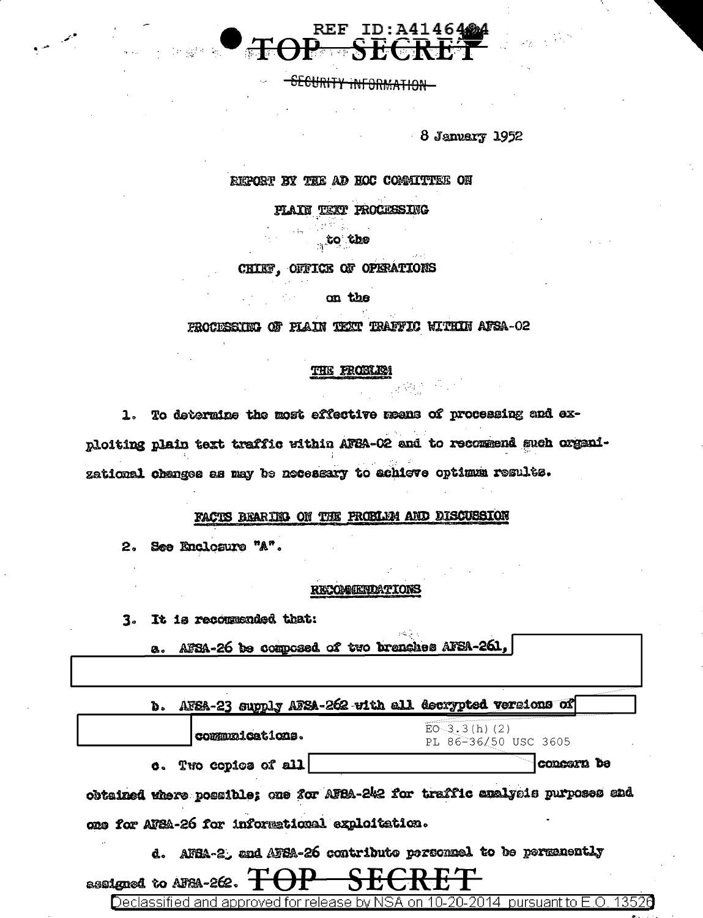REF ID:A4146484

TOP SECRET

SECURITY INFORMATION

8 January 1952

REPORT BY THE AD HOC COMMITTEE ON

PLAIN TEXT PROCESSING

to the

CHIEF, OFFICE OF OPERATIONS

on the

PROCESSING OF PLAIN TEXT TRAFFIC WITHIN AFSA-02

## THE PROBLEM

1. To determine the most effective means of processing and exploiting plain text traffic within AFSA-02 and to recommend such organizational changes as may be necessary to achieve optimum results.

## FACTS BEARING ON THE PROBLEM AND DISCUSSION

2. See Enclosure "A".

## RECOMMENDATIONS

3. It is recommended that:

a. AFSA-26 be composed of two branches AFSA-261, [redacted]

b. AFSA-23 supply AFSA-262 with all decrypted versions of [redacted] communications.

EO 3.3(h)(2)
PL 86-36/50 USC 3605

c. Two copies of all [redacted] concern be obtained where possible; one for AFSA-242 for traffic analysis purposes and one for AFSA-26 for informational exploitation.

d. AFSA-2_ and AFSA-26 contribute personnel to be permanently assigned to AFSA-262.

TOP SECRET

Declassified and approved for release by NSA on 10-20-2014 pursuant to E.O. 13526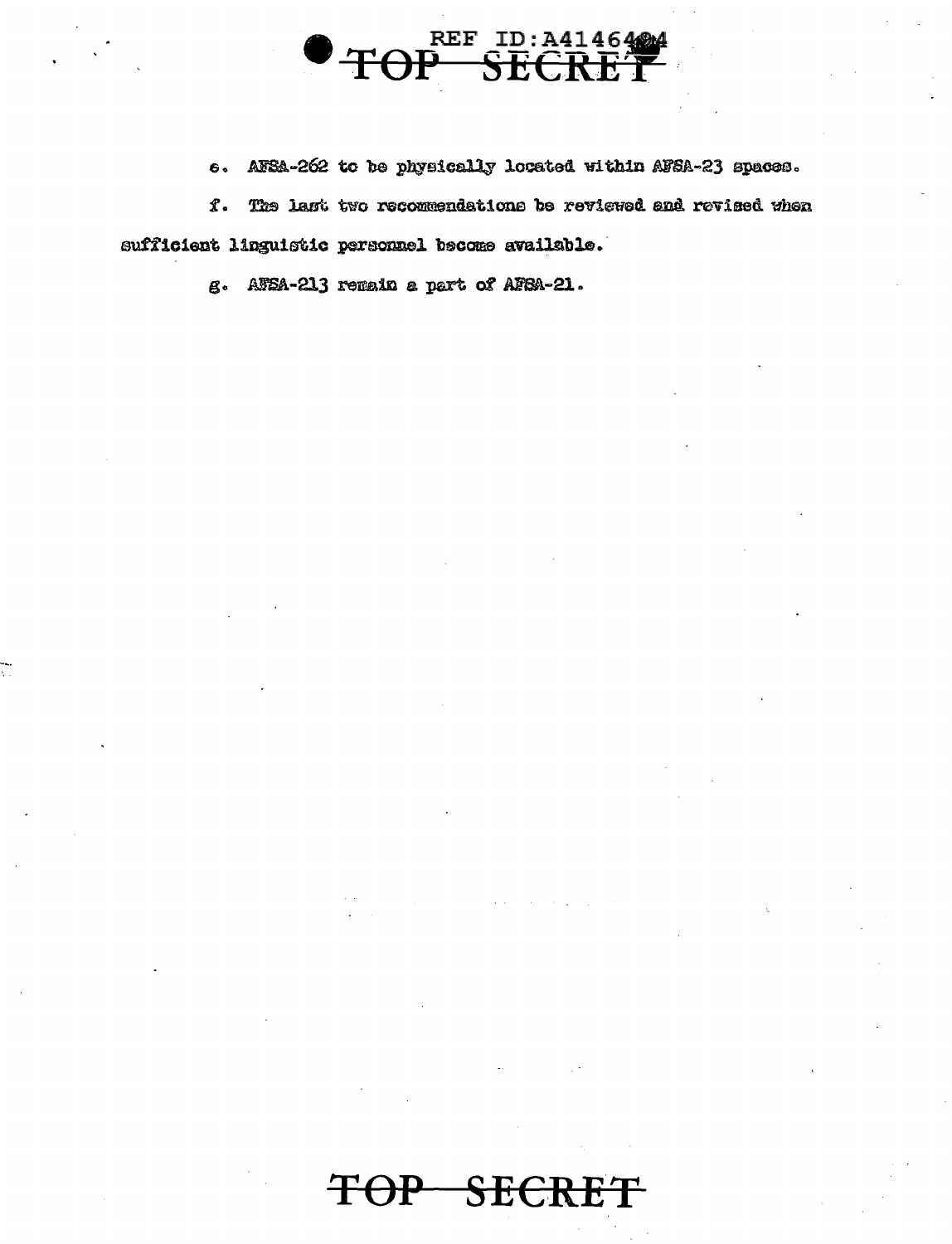e. AFSA-262 to be physically located within AFSA-23 spaces.

f. The last two recommendations be reviewed and revised when sufficient linguistic personnel become available.

g. AFSA-213 remain a part of AFSA-21.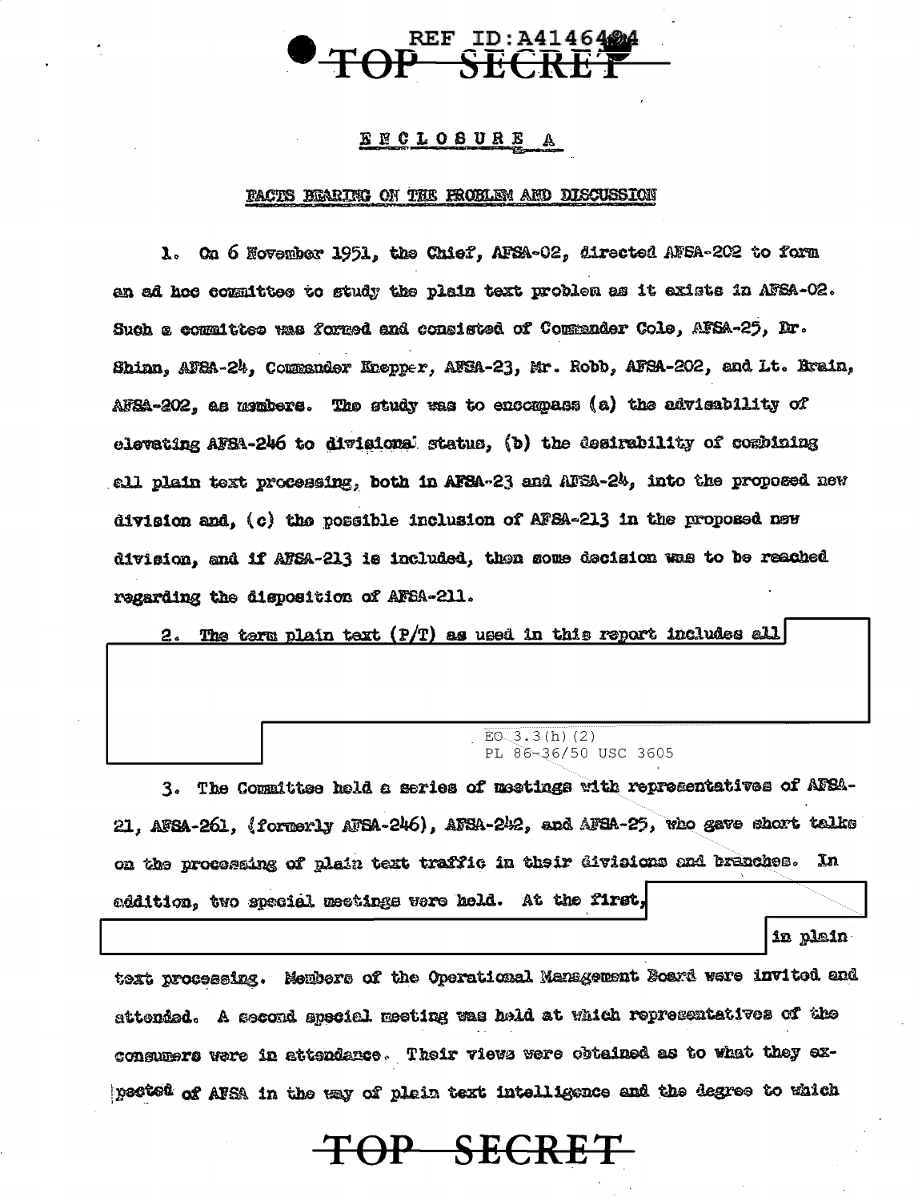REF ID:A4146424

TOP SECRET

ENCLOSURE A

FACTS BEARING ON THE PROBLEM AND DISCUSSION

1. On 6 November 1951, the Chief, AFSA-02, directed AFSA-202 to form an ad hoc committee to study the plain text problem as it exists in AFSA-02. Such a committee was formed and consisted of Commander Cole, AFSA-25, Dr. Shinn, AFSA-24, Commander Knepper, AFSA-23, Mr. Robb, AFSA-202, and Lt. Brain, AFSA-202, as members. The study was to encompass (a) the advisability of elevating AFSA-246 to divisional status, (b) the desirability of combining all plain text processing, both in AFSA-23 and AFSA-24, into the proposed new division and, (c) the possible inclusion of AFSA-213 in the proposed new division, and if AFSA-213 is included, then some decision was to be reached regarding the disposition of AFSA-211.

2. The term plain text (P/T) as used in this report includes all [REDACTED]

EO 3.3(h)(2)
PL 86-36/50 USC 3605

3. The Committee held a series of meetings with representatives of AFSA-21, AFSA-261, (formerly AFSA-246), AFSA-242, and AFSA-25, who gave short talks on the processing of plain text traffic in their divisions and branches. In addition, two special meetings were held. At the first, [REDACTED] in plain text processing. Members of the Operational Management Board were invited and attended. A second special meeting was held at which representatives of the consumers were in attendance. Their views were obtained as to what they expected of AFSA in the way of plain text intelligence and the degree to which

TOP SECRET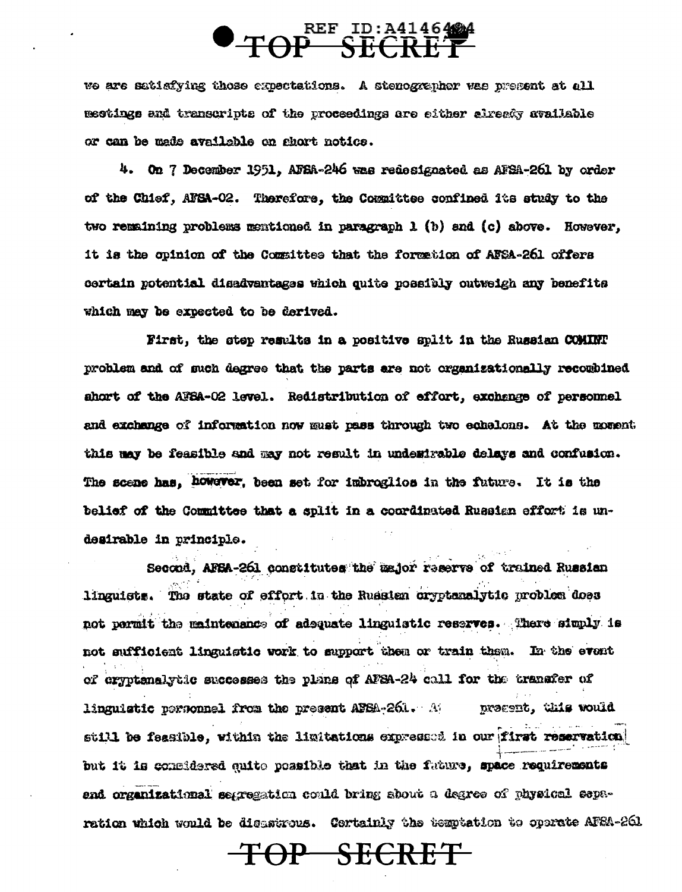we are satisfying those expectations. A stenographer was present at all meetings and transcripts of the proceedings are either already available or can be made available on short notice.

4. On 7 December 1951, AFSA-246 was redesignated as AFSA-261 by order of the Chief, AFSA-02. Therefore, the Committee confined its study to the two remaining problems mentioned in paragraph 1 (b) and (c) above. However, it is the opinion of the Committee that the formation of AFSA-261 offers certain potential disadvantages which quite possibly outweigh any benefits which may be expected to be derived.

First, the step results in a positive split in the Russian COMINT problem and of such degree that the parts are not organizationally recombined short of the AFSA-02 level. Redistribution of effort, exchange of personnel and exchange of information now must pass through two echelons. At the moment this may be feasible and may not result in undesirable delays and confusion. The scene has, however, been set for imbroglios in the future. It is the belief of the Committee that a split in a coordinated Russian effort is undesirable in principle.

Second, AFSA-261 constitutes the major reserve of trained Russian linguists. The state of effort in the Russian cryptanalytic problem does not permit the maintenance of adequate linguistic reserves. There simply is not sufficient linguistic work to support them or train them. In the event of cryptanalytic successes the plans of AFSA-24 call for the transfer of linguistic personnel from the present AFSA-261. At present, this would still be feasible, within the limitations expressed in our first reservation but it is considered quite possible that in the future, space requirements and organizational segregation could bring about a degree of physical separation which would be disastrous. Certainly the temptation to operate AFSA-261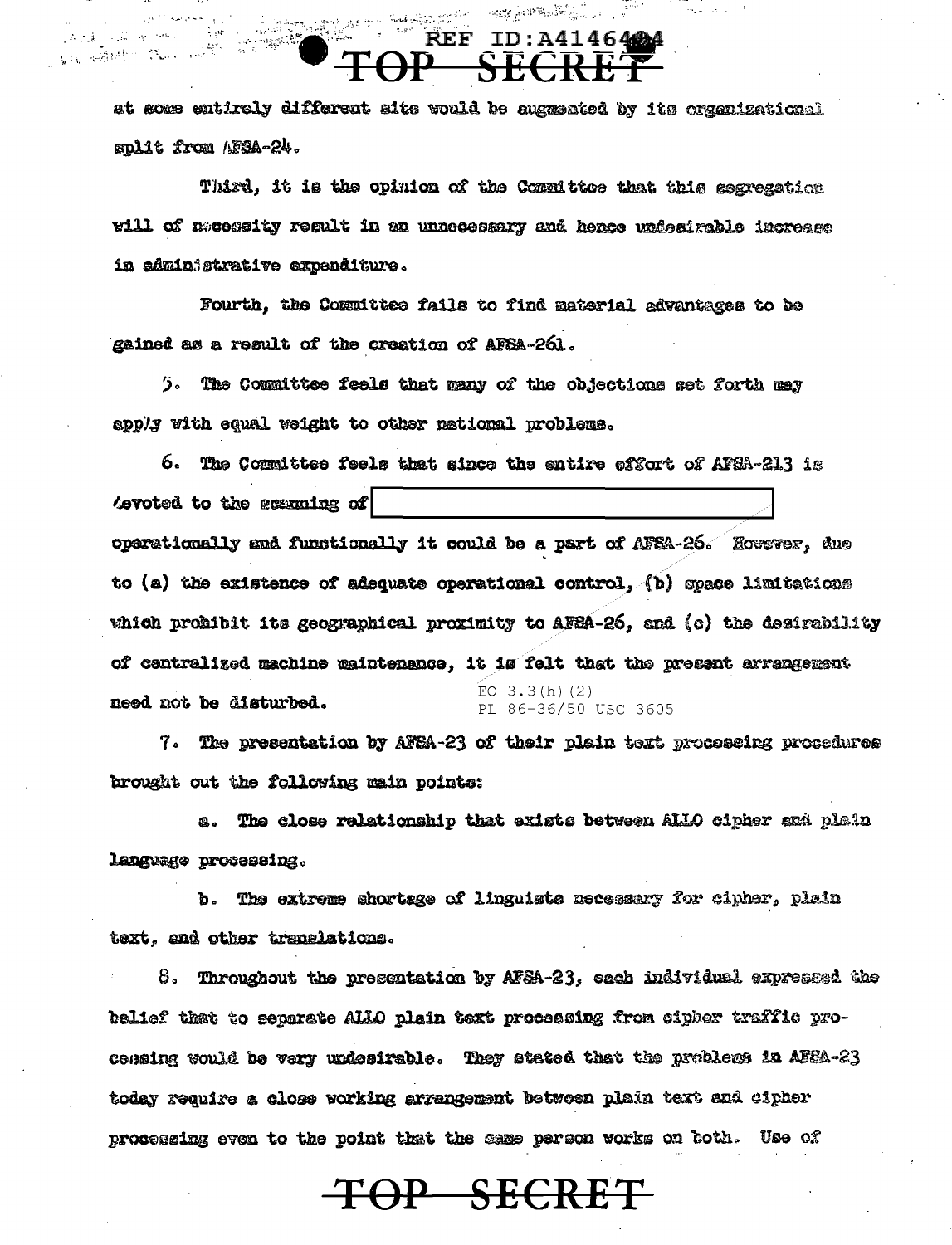at some entirely different site would be augmented by its organizational split from AFSA-24.

Third, it is the opinion of the Committee that this segregation will of necessity result in an unnecessary and hence undesirable increase in administrative expenditure.

Fourth, the Committee fails to find material advantages to be gained as a result of the creation of AFSA-261.

5. The Committee feels that many of the objections set forth may apply with equal weight to other national problems.

6. The Committee feels that since the entire effort of AFSA-213 is devoted to the scanning of [REDACTED] operationally and functionally it could be a part of AFSA-26. However, due to (a) the existence of adequate operational control, (b) space limitations which prohibit its geographical proximity to AFSA-26, and (c) the desirability of centralized machine maintenance, it is felt that the present arrangement need not be disturbed.

EO 3.3(h)(2)
PL 86-36/50 USC 3605

7. The presentation by AFSA-23 of their plain text processing procedures brought out the following main points:

a. The close relationship that exists between ALLO cipher and plain language processing.

b. The extreme shortage of linguists necessary for cipher, plain text, and other translations.

8. Throughout the presentation by AFSA-23, each individual expressed the belief that to separate ALLO plain text processing from cipher traffic processing would be very undesirable. They stated that the problems in AFSA-23 today require a close working arrangement between plain text and cipher processing even to the point that the same person works on both. Use of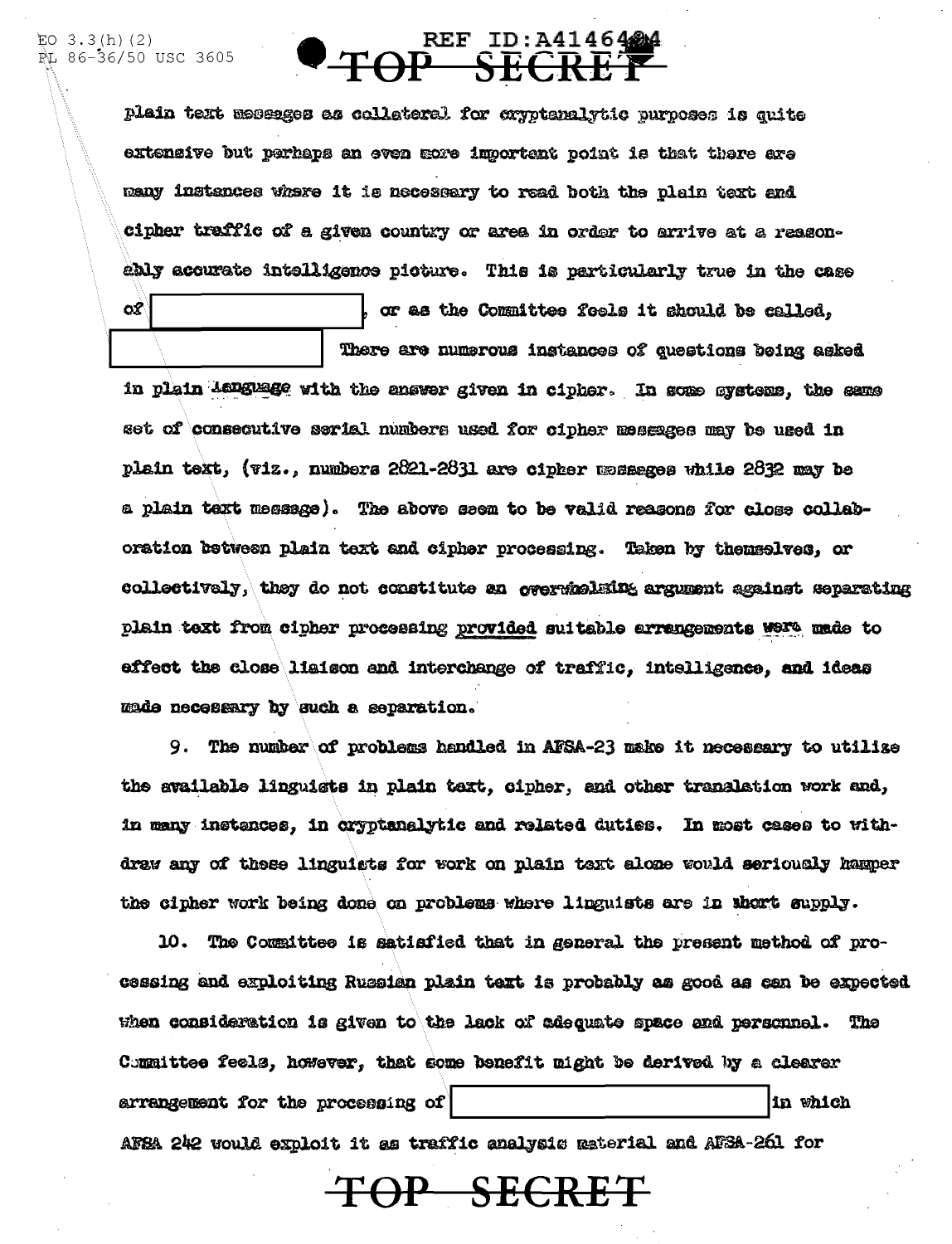plain text messages as collateral for cryptanalytic purposes is quite extensive but perhaps an even more important point is that there are many instances where it is necessary to read both the plain text and cipher traffic of a given country or area in order to arrive at a reasonably accurate intelligence picture. This is particularly true in the case of [REDACTED], or as the Committee feels it should be called, [REDACTED] There are numerous instances of questions being asked in plain language with the answer given in cipher. In some systems, the same set of consecutive serial numbers used for cipher messages may be used in plain text, (viz., numbers 2821-2831 are cipher messages while 2832 may be a plain text message). The above seem to be valid reasons for close collaboration between plain text and cipher processing. Taken by themselves, or collectively, they do not constitute an overwhelming argument against separating plain text from cipher processing <u>provided</u> suitable arrangements were made to effect the close liaison and interchange of traffic, intelligence, and ideas made necessary by such a separation.

9. The number of problems handled in AFSA-23 make it necessary to utilize the available linguists in plain text, cipher, and other translation work and, in many instances, in cryptanalytic and related duties. In most cases to withdraw any of these linguists for work on plain text alone would seriously hamper the cipher work being done on problems where linguists are in short supply.

10. The Committee is satisfied that in general the present method of processing and exploiting Russian plain text is probably as good as can be expected when consideration is given to the lack of adequate space and personnel. The Committee feels, however, that some benefit might be derived by a clearer arrangement for the processing of [REDACTED] in which AFSA 242 would exploit it as traffic analysis material and AFSA-261 for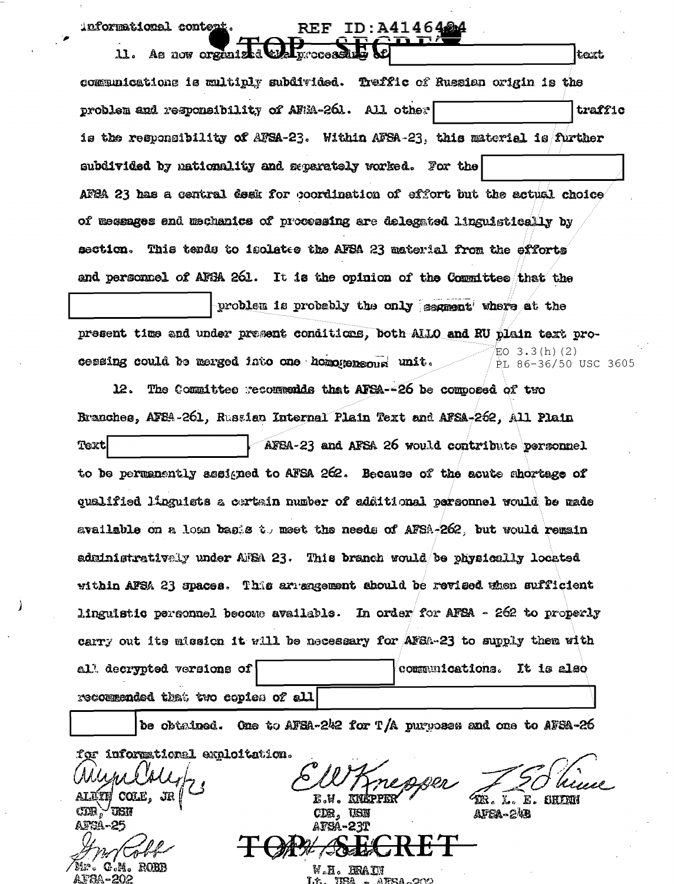informational content.

REF ID:A4146404

TOP SECRET

11. As now organized the processing of [redacted] text communications is multiply subdivided. Traffic of Russian origin is the problem and responsibility of AFSA-261. All other [redacted] traffic is the responsibility of AFSA-23. Within AFSA-23, this material is further subdivided by nationality and separately worked. For the [redacted] AFSA 23 has a central desk for coordination of effort but the actual choice of messages and mechanics of processing are delegated linguistically by section. This tends to isolate the AFSA 23 material from the efforts and personnel of AFSA 261. It is the opinion of the Committee that the [redacted] problem is probably the only segment where at the present time and under present conditions, both ALLO and RU plain text processing could be merged into one homogeneous unit.

EO 3.3(h)(2)
PL 86-36/50 USC 3605

12. The Committee recommends that AFSA--26 be composed of two Branches, AFSA-261, Russian Internal Plain Text and AFSA-262, All Plain Text [redacted] AFSA-23 and AFSA 26 would contribute personnel to be permanently assigned to AFSA 262. Because of the acute shortage of qualified linguists a certain number of additional personnel would be made available on a loan basis to meet the needs of AFSA-262, but would remain administratively under AFSA 23. This branch would be physically located within AFSA 23 spaces. This arrangement should be revised when sufficient linguistic personnel become available. In order for AFSA - 262 to properly carry out its mission it will be necessary for AFSA-23 to supply them with all decrypted versions of [redacted] communications. It is also recommended that two copies of all [redacted] [redacted] be obtained. One to AFSA-242 for T/A purposes and one to AFSA-26 for informational exploitation.

ALWYN COLE, JR
CDR, USN
AFSA-25

E.W. KNEPPER
CDR, USN
AFSA-23T

DR. L. E. SHINN
AFSA-24B

MR. G.M. ROBB
AFSA-202

W.H. BRAIN
Lt. USA - AFSA-202

TOP SECRET